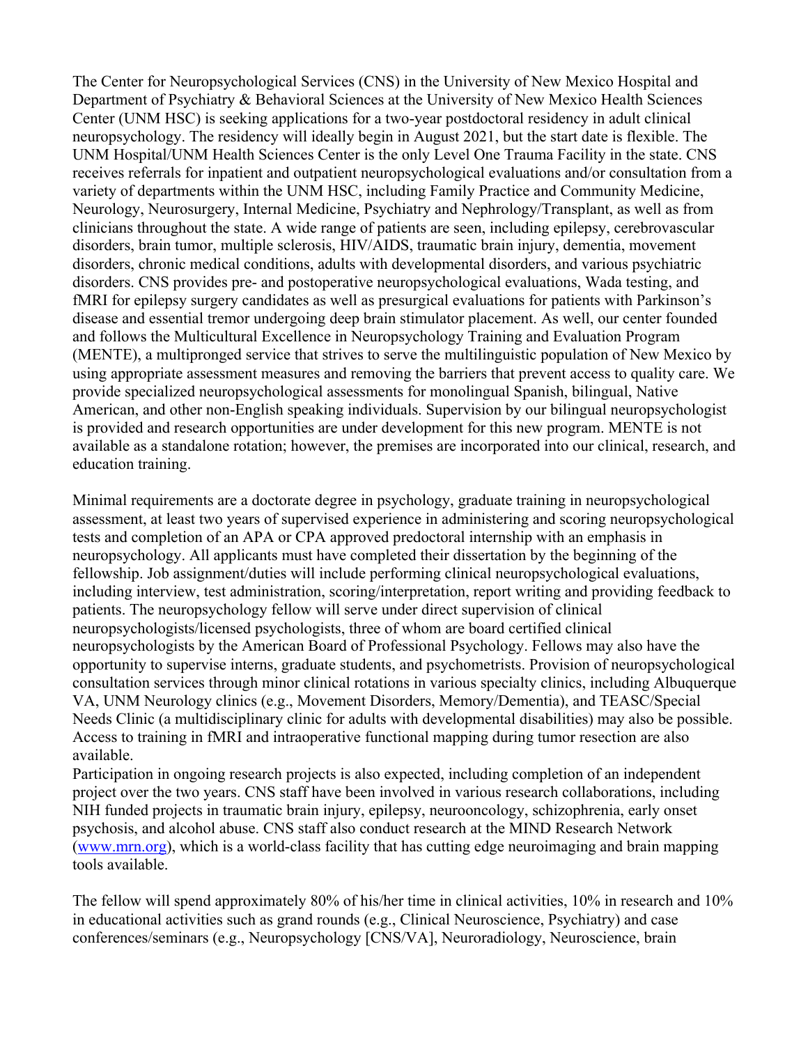The Center for Neuropsychological Services (CNS) in the University of New Mexico Hospital and Department of Psychiatry & Behavioral Sciences at the University of New Mexico Health Sciences Center (UNM HSC) is seeking applications for a two-year postdoctoral residency in adult clinical neuropsychology. The residency will ideally begin in August 2021, but the start date is flexible. The UNM Hospital/UNM Health Sciences Center is the only Level One Trauma Facility in the state. CNS receives referrals for inpatient and outpatient neuropsychological evaluations and/or consultation from a variety of departments within the UNM HSC, including Family Practice and Community Medicine, Neurology, Neurosurgery, Internal Medicine, Psychiatry and Nephrology/Transplant, as well as from clinicians throughout the state. A wide range of patients are seen, including epilepsy, cerebrovascular disorders, brain tumor, multiple sclerosis, HIV/AIDS, traumatic brain injury, dementia, movement disorders, chronic medical conditions, adults with developmental disorders, and various psychiatric disorders. CNS provides pre- and postoperative neuropsychological evaluations, Wada testing, and fMRI for epilepsy surgery candidates as well as presurgical evaluations for patients with Parkinson's disease and essential tremor undergoing deep brain stimulator placement. As well, our center founded and follows the Multicultural Excellence in Neuropsychology Training and Evaluation Program (MENTE), a multipronged service that strives to serve the multilinguistic population of New Mexico by using appropriate assessment measures and removing the barriers that prevent access to quality care. We provide specialized neuropsychological assessments for monolingual Spanish, bilingual, Native American, and other non-English speaking individuals. Supervision by our bilingual neuropsychologist is provided and research opportunities are under development for this new program. MENTE is not available as a standalone rotation; however, the premises are incorporated into our clinical, research, and education training.

Minimal requirements are a doctorate degree in psychology, graduate training in neuropsychological assessment, at least two years of supervised experience in administering and scoring neuropsychological tests and completion of an APA or CPA approved predoctoral internship with an emphasis in neuropsychology. All applicants must have completed their dissertation by the beginning of the fellowship. Job assignment/duties will include performing clinical neuropsychological evaluations, including interview, test administration, scoring/interpretation, report writing and providing feedback to patients. The neuropsychology fellow will serve under direct supervision of clinical neuropsychologists/licensed psychologists, three of whom are board certified clinical neuropsychologists by the American Board of Professional Psychology. Fellows may also have the opportunity to supervise interns, graduate students, and psychometrists. Provision of neuropsychological consultation services through minor clinical rotations in various specialty clinics, including Albuquerque VA, UNM Neurology clinics (e.g., Movement Disorders, Memory/Dementia), and TEASC/Special Needs Clinic (a multidisciplinary clinic for adults with developmental disabilities) may also be possible. Access to training in fMRI and intraoperative functional mapping during tumor resection are also available.

Participation in ongoing research projects is also expected, including completion of an independent project over the two years. CNS staff have been involved in various research collaborations, including NIH funded projects in traumatic brain injury, epilepsy, neurooncology, schizophrenia, early onset psychosis, and alcohol abuse. CNS staff also conduct research at the MIND Research Network (www.mrn.org), which is a world-class facility that has cutting edge neuroimaging and brain mapping tools available.

The fellow will spend approximately 80% of his/her time in clinical activities, 10% in research and 10% in educational activities such as grand rounds (e.g., Clinical Neuroscience, Psychiatry) and case conferences/seminars (e.g., Neuropsychology [CNS/VA], Neuroradiology, Neuroscience, brain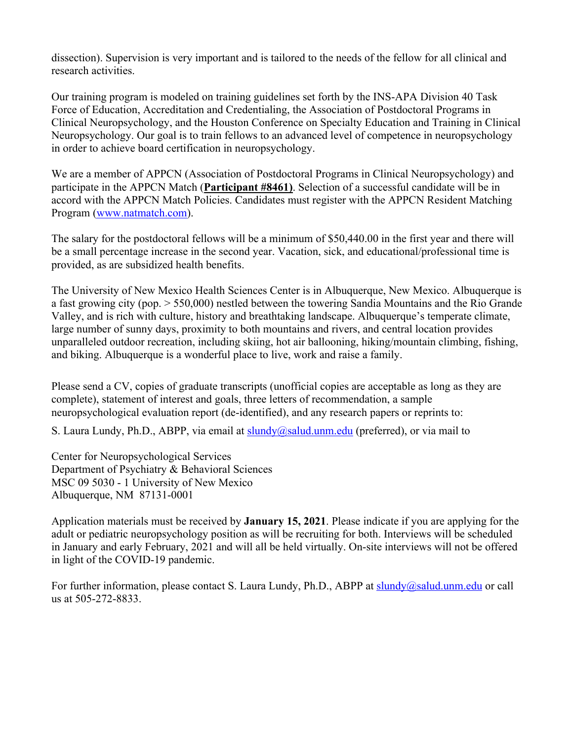dissection). Supervision is very important and is tailored to the needs of the fellow for all clinical and research activities.

Our training program is modeled on training guidelines set forth by the INS-APA Division 40 Task Force of Education, Accreditation and Credentialing, the Association of Postdoctoral Programs in Clinical Neuropsychology, and the Houston Conference on Specialty Education and Training in Clinical Neuropsychology. Our goal is to train fellows to an advanced level of competence in neuropsychology in order to achieve board certification in neuropsychology.

We are a member of APPCN (Association of Postdoctoral Programs in Clinical Neuropsychology) and participate in the APPCN Match (**Participant #8461)**. Selection of a successful candidate will be in accord with the APPCN Match Policies. Candidates must register with the APPCN Resident Matching Program ([www.natmatch.com](www.natmatch.com)).

The salary for the postdoctoral fellows will be a minimum of $50,440.00 in the first year and there will be a small percentage increase in the second year. Vacation, sick, and educational/professional time is provided, as are subsidized health benefits.

The University of New Mexico Health Sciences Center is in Albuquerque, New Mexico. Albuquerque is a fast growing city (pop. > 550,000) nestled between the towering Sandia Mountains and the Rio Grande Valley, and is rich with culture, history and breathtaking landscape. Albuquerque's temperate climate, large number of sunny days, proximity to both mountains and rivers, and central location provides unparalleled outdoor recreation, including skiing, hot air ballooning, hiking/mountain climbing, fishing, and biking. Albuquerque is a wonderful place to live, work and raise a family.

Please send a CV, copies of graduate transcripts (unofficial copies are acceptable as long as they are complete), statement of interest and goals, three letters of recommendation, a sample neuropsychological evaluation report (de-identified), and any research papers or reprints to:

S. Laura Lundy, Ph.D., ABPP, via email at [slundy@salud.unm.edu](mailto:slundy@salud.unm.edu) (preferred), or via mail to

Center for Neuropsychological Services
Department of Psychiatry & Behavioral Sciences
MSC 09 5030 - 1 University of New Mexico
Albuquerque, NM 87131-0001

Application materials must be received by **January 15, 2021**. Please indicate if you are applying for the adult or pediatric neuropsychology position as will be recruiting for both. Interviews will be scheduled in January and early February, 2021 and will all be held virtually. On-site interviews will not be offered in light of the COVID-19 pandemic.

For further information, please contact S. Laura Lundy, Ph.D., ABPP at [slundy@salud.unm.edu](mailto:slundy@salud.unm.edu) or call us at 505-272-8833.